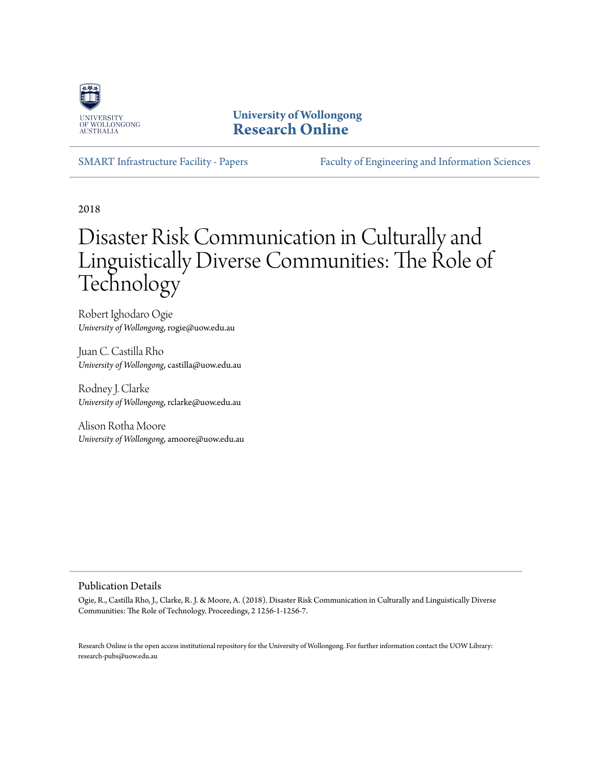University of Wollongong
# Research Online

SMART Infrastructure Facility - Papers

Faculty of Engineering and Information Sciences

2018

# Disaster Risk Communication in Culturally and Linguistically Diverse Communities: The Role of Technology

Robert Ighodaro Ogie
*University of Wollongong*, rogie@uow.edu.au

Juan C. Castilla Rho
*University of Wollongong*, castilla@uow.edu.au

Rodney J. Clarke
*University of Wollongong*, rclarke@uow.edu.au

Alison Rotha Moore
*University of Wollongong*, amoore@uow.edu.au

## Publication Details

Ogie, R., Castilla Rho, J., Clarke, R. J. & Moore, A. (2018). Disaster Risk Communication in Culturally and Linguistically Diverse Communities: The Role of Technology. Proceedings, 2 1256-1-1256-7.

Research Online is the open access institutional repository for the University of Wollongong. For further information contact the UOW Library: research-pubs@uow.edu.au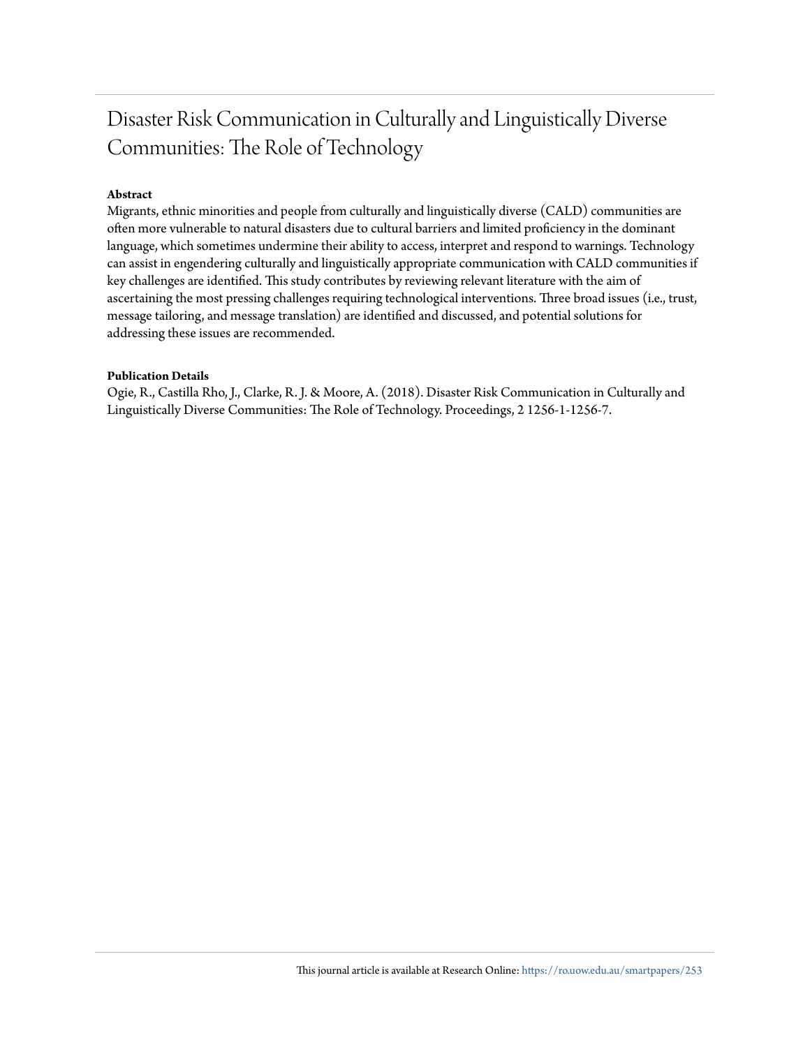# Disaster Risk Communication in Culturally and Linguistically Diverse Communities: The Role of Technology

**Abstract**

Migrants, ethnic minorities and people from culturally and linguistically diverse (CALD) communities are often more vulnerable to natural disasters due to cultural barriers and limited proficiency in the dominant language, which sometimes undermine their ability to access, interpret and respond to warnings. Technology can assist in engendering culturally and linguistically appropriate communication with CALD communities if key challenges are identified. This study contributes by reviewing relevant literature with the aim of ascertaining the most pressing challenges requiring technological interventions. Three broad issues (i.e., trust, message tailoring, and message translation) are identified and discussed, and potential solutions for addressing these issues are recommended.

**Publication Details**

Ogie, R., Castilla Rho, J., Clarke, R. J. & Moore, A. (2018). Disaster Risk Communication in Culturally and Linguistically Diverse Communities: The Role of Technology. Proceedings, 2 1256-1-1256-7.

This journal article is available at Research Online: https://ro.uow.edu.au/smartpapers/253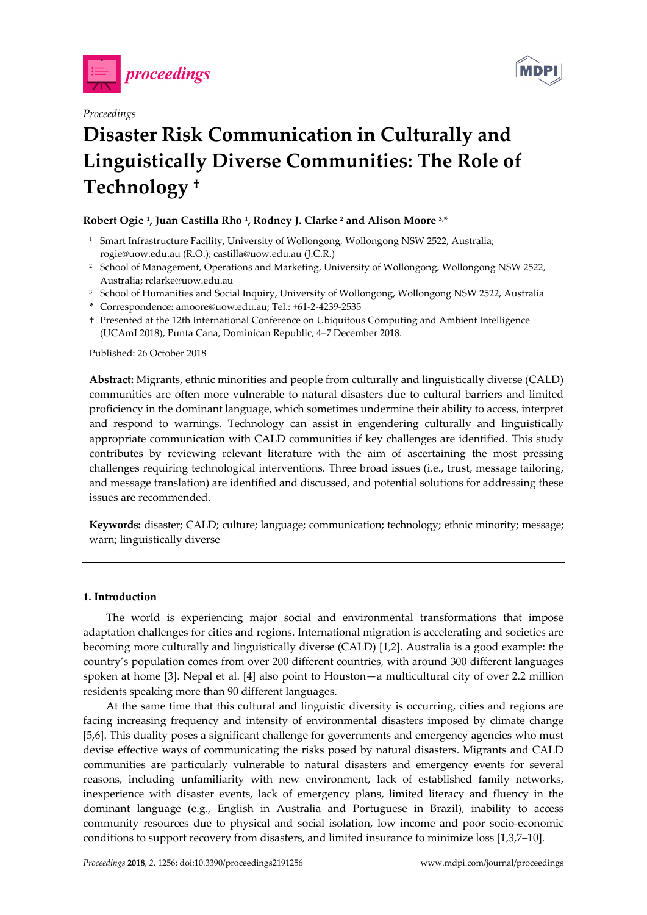# Disaster Risk Communication in Culturally and Linguistically Diverse Communities: The Role of Technology †

**Robert Ogie [1], Juan Castilla Rho [1], Rodney J. Clarke [2] and Alison Moore [3,*]**

[1] Smart Infrastructure Facility, University of Wollongong, Wollongong NSW 2522, Australia; rogie@uow.edu.au (R.O.); castilla@uow.edu.au (J.C.R.)

[2] School of Management, Operations and Marketing, University of Wollongong, Wollongong NSW 2522, Australia; rclarke@uow.edu.au

[3] School of Humanities and Social Inquiry, University of Wollongong, Wollongong NSW 2522, Australia

\* Correspondence: amoore@uow.edu.au; Tel.: +61-2-4239-2535

† Presented at the 12th International Conference on Ubiquitous Computing and Ambient Intelligence (UCAmI 2018), Punta Cana, Dominican Republic, 4–7 December 2018.

Published: 26 October 2018

**Abstract:** Migrants, ethnic minorities and people from culturally and linguistically diverse (CALD) communities are often more vulnerable to natural disasters due to cultural barriers and limited proficiency in the dominant language, which sometimes undermine their ability to access, interpret and respond to warnings. Technology can assist in engendering culturally and linguistically appropriate communication with CALD communities if key challenges are identified. This study contributes by reviewing relevant literature with the aim of ascertaining the most pressing challenges requiring technological interventions. Three broad issues (i.e., trust, message tailoring, and message translation) are identified and discussed, and potential solutions for addressing these issues are recommended.

**Keywords:** disaster; CALD; culture; language; communication; technology; ethnic minority; message; warn; linguistically diverse

## 1. Introduction

The world is experiencing major social and environmental transformations that impose adaptation challenges for cities and regions. International migration is accelerating and societies are becoming more culturally and linguistically diverse (CALD) [1,2]. Australia is a good example: the country's population comes from over 200 different countries, with around 300 different languages spoken at home [3]. Nepal et al. [4] also point to Houston—a multicultural city of over 2.2 million residents speaking more than 90 different languages.

At the same time that this cultural and linguistic diversity is occurring, cities and regions are facing increasing frequency and intensity of environmental disasters imposed by climate change [5,6]. This duality poses a significant challenge for governments and emergency agencies who must devise effective ways of communicating the risks posed by natural disasters. Migrants and CALD communities are particularly vulnerable to natural disasters and emergency events for several reasons, including unfamiliarity with new environment, lack of established family networks, inexperience with disaster events, lack of emergency plans, limited literacy and fluency in the dominant language (e.g., English in Australia and Portuguese in Brazil), inability to access community resources due to physical and social isolation, low income and poor socio-economic conditions to support recovery from disasters, and limited insurance to minimize loss [1,3,7–10].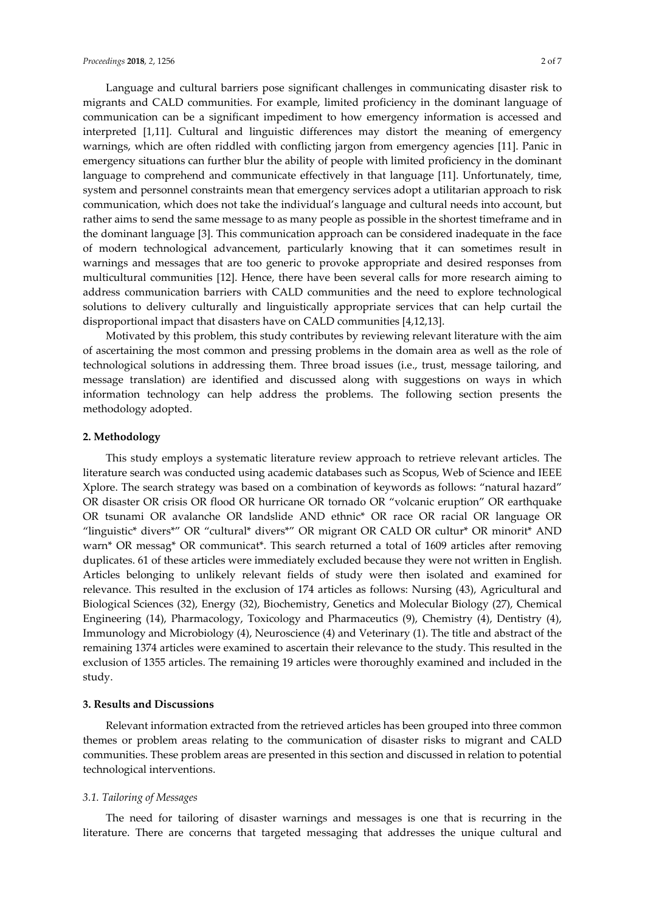Language and cultural barriers pose significant challenges in communicating disaster risk to migrants and CALD communities. For example, limited proficiency in the dominant language of communication can be a significant impediment to how emergency information is accessed and interpreted [1,11]. Cultural and linguistic differences may distort the meaning of emergency warnings, which are often riddled with conflicting jargon from emergency agencies [11]. Panic in emergency situations can further blur the ability of people with limited proficiency in the dominant language to comprehend and communicate effectively in that language [11]. Unfortunately, time, system and personnel constraints mean that emergency services adopt a utilitarian approach to risk communication, which does not take the individual's language and cultural needs into account, but rather aims to send the same message to as many people as possible in the shortest timeframe and in the dominant language [3]. This communication approach can be considered inadequate in the face of modern technological advancement, particularly knowing that it can sometimes result in warnings and messages that are too generic to provoke appropriate and desired responses from multicultural communities [12]. Hence, there have been several calls for more research aiming to address communication barriers with CALD communities and the need to explore technological solutions to delivery culturally and linguistically appropriate services that can help curtail the disproportional impact that disasters have on CALD communities [4,12,13].

Motivated by this problem, this study contributes by reviewing relevant literature with the aim of ascertaining the most common and pressing problems in the domain area as well as the role of technological solutions in addressing them. Three broad issues (i.e., trust, message tailoring, and message translation) are identified and discussed along with suggestions on ways in which information technology can help address the problems. The following section presents the methodology adopted.

## 2. Methodology

This study employs a systematic literature review approach to retrieve relevant articles. The literature search was conducted using academic databases such as Scopus, Web of Science and IEEE Xplore. The search strategy was based on a combination of keywords as follows: "natural hazard" OR disaster OR crisis OR flood OR hurricane OR tornado OR "volcanic eruption" OR earthquake OR tsunami OR avalanche OR landslide AND ethnic* OR race OR racial OR language OR "linguistic* divers*" OR "cultural* divers*" OR migrant OR CALD OR cultur* OR minorit* AND warn* OR messag* OR communicat*. This search returned a total of 1609 articles after removing duplicates. 61 of these articles were immediately excluded because they were not written in English. Articles belonging to unlikely relevant fields of study were then isolated and examined for relevance. This resulted in the exclusion of 174 articles as follows: Nursing (43), Agricultural and Biological Sciences (32), Energy (32), Biochemistry, Genetics and Molecular Biology (27), Chemical Engineering (14), Pharmacology, Toxicology and Pharmaceutics (9), Chemistry (4), Dentistry (4), Immunology and Microbiology (4), Neuroscience (4) and Veterinary (1). The title and abstract of the remaining 1374 articles were examined to ascertain their relevance to the study. This resulted in the exclusion of 1355 articles. The remaining 19 articles were thoroughly examined and included in the study.

## 3. Results and Discussions

Relevant information extracted from the retrieved articles has been grouped into three common themes or problem areas relating to the communication of disaster risks to migrant and CALD communities. These problem areas are presented in this section and discussed in relation to potential technological interventions.

### 3.1. Tailoring of Messages

The need for tailoring of disaster warnings and messages is one that is recurring in the literature. There are concerns that targeted messaging that addresses the unique cultural and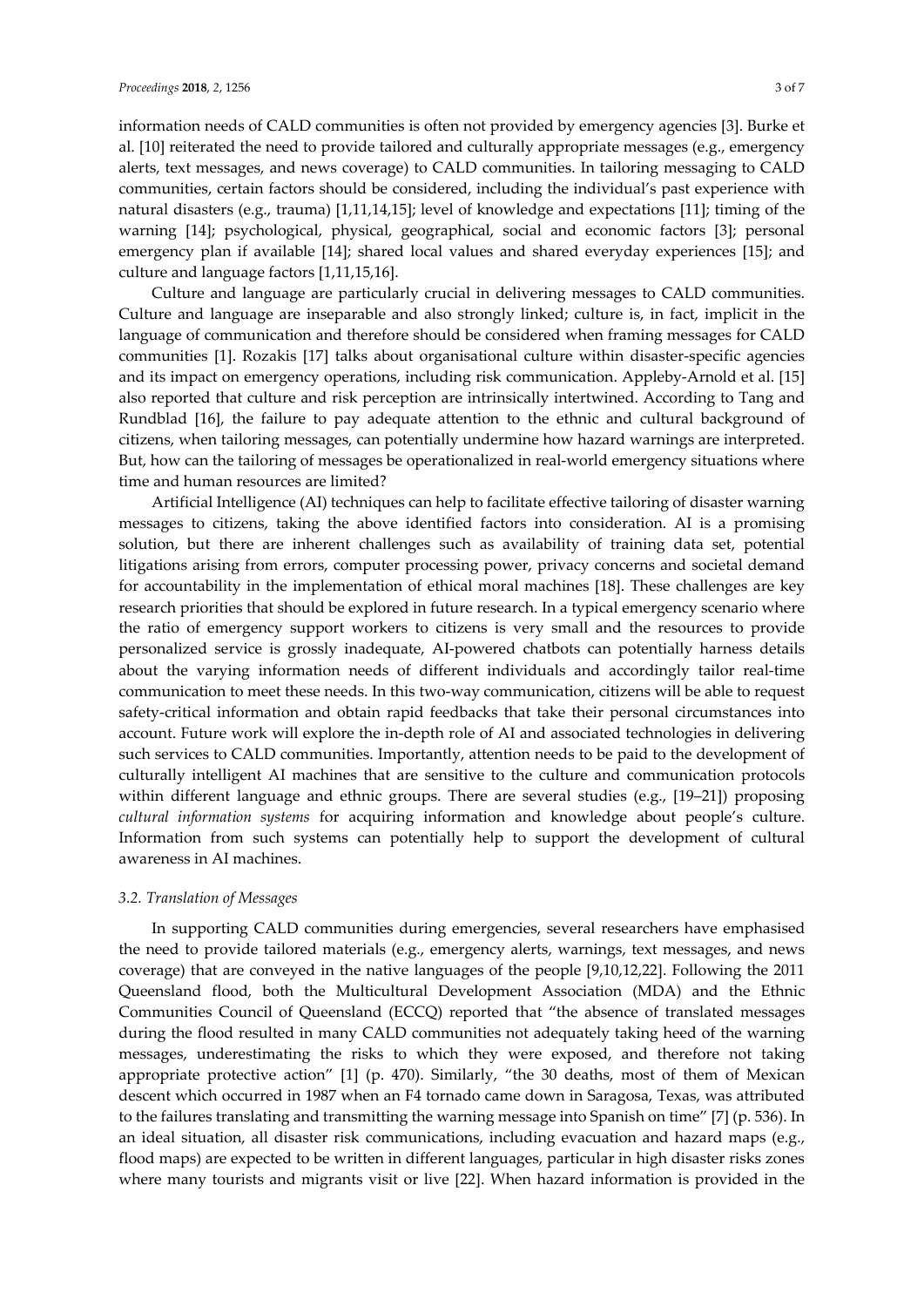information needs of CALD communities is often not provided by emergency agencies [3]. Burke et al. [10] reiterated the need to provide tailored and culturally appropriate messages (e.g., emergency alerts, text messages, and news coverage) to CALD communities. In tailoring messaging to CALD communities, certain factors should be considered, including the individual's past experience with natural disasters (e.g., trauma) [1,11,14,15]; level of knowledge and expectations [11]; timing of the warning [14]; psychological, physical, geographical, social and economic factors [3]; personal emergency plan if available [14]; shared local values and shared everyday experiences [15]; and culture and language factors [1,11,15,16].

Culture and language are particularly crucial in delivering messages to CALD communities. Culture and language are inseparable and also strongly linked; culture is, in fact, implicit in the language of communication and therefore should be considered when framing messages for CALD communities [1]. Rozakis [17] talks about organisational culture within disaster-specific agencies and its impact on emergency operations, including risk communication. Appleby-Arnold et al. [15] also reported that culture and risk perception are intrinsically intertwined. According to Tang and Rundblad [16], the failure to pay adequate attention to the ethnic and cultural background of citizens, when tailoring messages, can potentially undermine how hazard warnings are interpreted. But, how can the tailoring of messages be operationalized in real-world emergency situations where time and human resources are limited?

Artificial Intelligence (AI) techniques can help to facilitate effective tailoring of disaster warning messages to citizens, taking the above identified factors into consideration. AI is a promising solution, but there are inherent challenges such as availability of training data set, potential litigations arising from errors, computer processing power, privacy concerns and societal demand for accountability in the implementation of ethical moral machines [18]. These challenges are key research priorities that should be explored in future research. In a typical emergency scenario where the ratio of emergency support workers to citizens is very small and the resources to provide personalized service is grossly inadequate, AI-powered chatbots can potentially harness details about the varying information needs of different individuals and accordingly tailor real-time communication to meet these needs. In this two-way communication, citizens will be able to request safety-critical information and obtain rapid feedbacks that take their personal circumstances into account. Future work will explore the in-depth role of AI and associated technologies in delivering such services to CALD communities. Importantly, attention needs to be paid to the development of culturally intelligent AI machines that are sensitive to the culture and communication protocols within different language and ethnic groups. There are several studies (e.g., [19–21]) proposing *cultural information systems* for acquiring information and knowledge about people's culture. Information from such systems can potentially help to support the development of cultural awareness in AI machines.

### *3.2. Translation of Messages*

In supporting CALD communities during emergencies, several researchers have emphasised the need to provide tailored materials (e.g., emergency alerts, warnings, text messages, and news coverage) that are conveyed in the native languages of the people [9,10,12,22]. Following the 2011 Queensland flood, both the Multicultural Development Association (MDA) and the Ethnic Communities Council of Queensland (ECCQ) reported that "the absence of translated messages during the flood resulted in many CALD communities not adequately taking heed of the warning messages, underestimating the risks to which they were exposed, and therefore not taking appropriate protective action" [1] (p. 470). Similarly, "the 30 deaths, most of them of Mexican descent which occurred in 1987 when an F4 tornado came down in Saragosa, Texas, was attributed to the failures translating and transmitting the warning message into Spanish on time" [7] (p. 536). In an ideal situation, all disaster risk communications, including evacuation and hazard maps (e.g., flood maps) are expected to be written in different languages, particular in high disaster risks zones where many tourists and migrants visit or live [22]. When hazard information is provided in the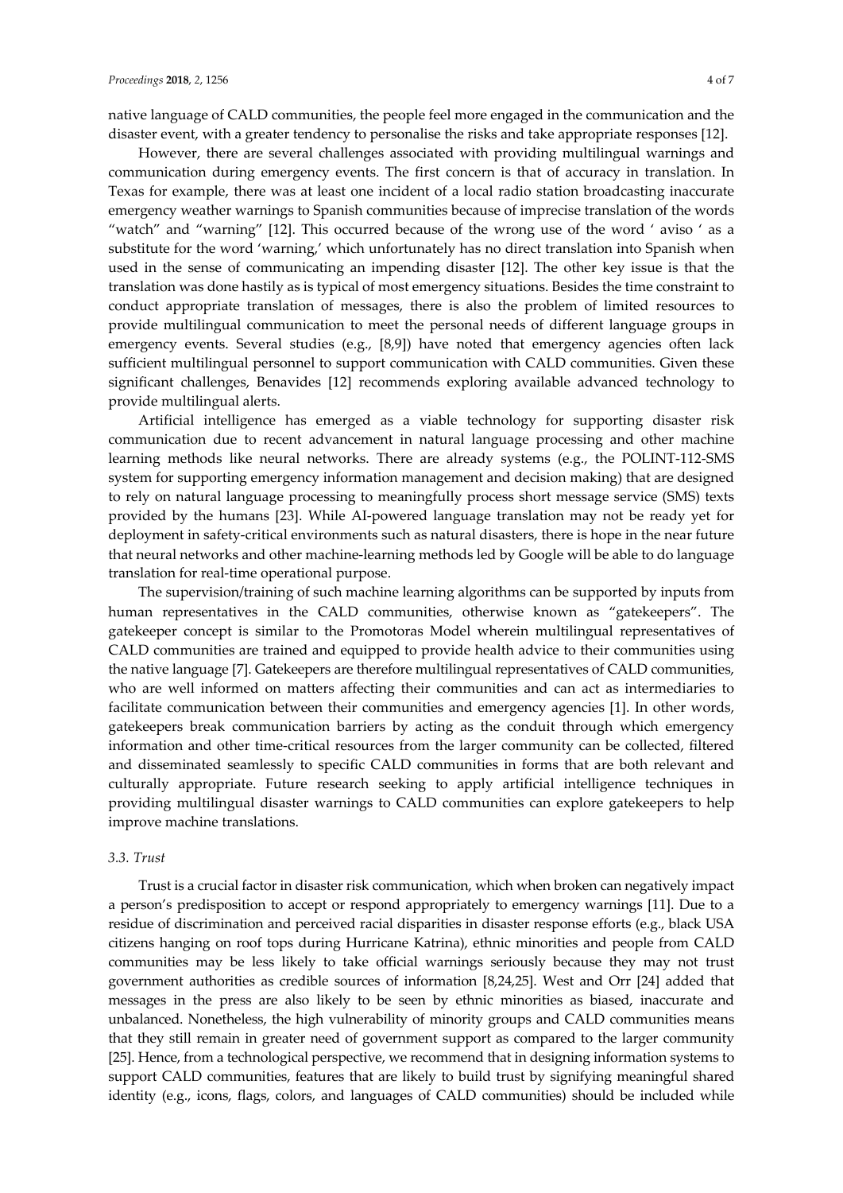native language of CALD communities, the people feel more engaged in the communication and the disaster event, with a greater tendency to personalise the risks and take appropriate responses [12].

However, there are several challenges associated with providing multilingual warnings and communication during emergency events. The first concern is that of accuracy in translation. In Texas for example, there was at least one incident of a local radio station broadcasting inaccurate emergency weather warnings to Spanish communities because of imprecise translation of the words "watch" and "warning" [12]. This occurred because of the wrong use of the word ' aviso ' as a substitute for the word 'warning,' which unfortunately has no direct translation into Spanish when used in the sense of communicating an impending disaster [12]. The other key issue is that the translation was done hastily as is typical of most emergency situations. Besides the time constraint to conduct appropriate translation of messages, there is also the problem of limited resources to provide multilingual communication to meet the personal needs of different language groups in emergency events. Several studies (e.g., [8,9]) have noted that emergency agencies often lack sufficient multilingual personnel to support communication with CALD communities. Given these significant challenges, Benavides [12] recommends exploring available advanced technology to provide multilingual alerts.

Artificial intelligence has emerged as a viable technology for supporting disaster risk communication due to recent advancement in natural language processing and other machine learning methods like neural networks. There are already systems (e.g., the POLINT-112-SMS system for supporting emergency information management and decision making) that are designed to rely on natural language processing to meaningfully process short message service (SMS) texts provided by the humans [23]. While AI-powered language translation may not be ready yet for deployment in safety-critical environments such as natural disasters, there is hope in the near future that neural networks and other machine-learning methods led by Google will be able to do language translation for real-time operational purpose.

The supervision/training of such machine learning algorithms can be supported by inputs from human representatives in the CALD communities, otherwise known as "gatekeepers". The gatekeeper concept is similar to the Promotoras Model wherein multilingual representatives of CALD communities are trained and equipped to provide health advice to their communities using the native language [7]. Gatekeepers are therefore multilingual representatives of CALD communities, who are well informed on matters affecting their communities and can act as intermediaries to facilitate communication between their communities and emergency agencies [1]. In other words, gatekeepers break communication barriers by acting as the conduit through which emergency information and other time-critical resources from the larger community can be collected, filtered and disseminated seamlessly to specific CALD communities in forms that are both relevant and culturally appropriate. Future research seeking to apply artificial intelligence techniques in providing multilingual disaster warnings to CALD communities can explore gatekeepers to help improve machine translations.

### *3.3. Trust*

Trust is a crucial factor in disaster risk communication, which when broken can negatively impact a person's predisposition to accept or respond appropriately to emergency warnings [11]. Due to a residue of discrimination and perceived racial disparities in disaster response efforts (e.g., black USA citizens hanging on roof tops during Hurricane Katrina), ethnic minorities and people from CALD communities may be less likely to take official warnings seriously because they may not trust government authorities as credible sources of information [8,24,25]. West and Orr [24] added that messages in the press are also likely to be seen by ethnic minorities as biased, inaccurate and unbalanced. Nonetheless, the high vulnerability of minority groups and CALD communities means that they still remain in greater need of government support as compared to the larger community [25]. Hence, from a technological perspective, we recommend that in designing information systems to support CALD communities, features that are likely to build trust by signifying meaningful shared identity (e.g., icons, flags, colors, and languages of CALD communities) should be included while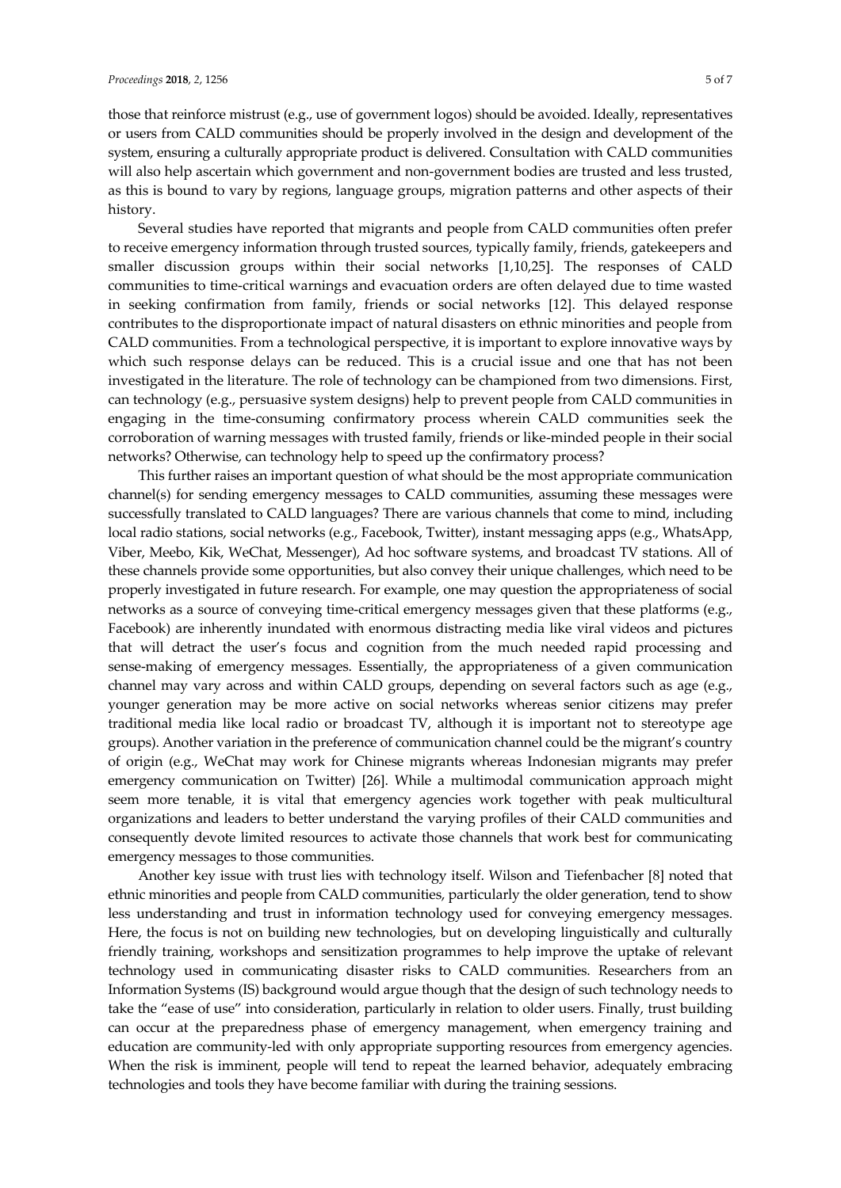those that reinforce mistrust (e.g., use of government logos) should be avoided. Ideally, representatives or users from CALD communities should be properly involved in the design and development of the system, ensuring a culturally appropriate product is delivered. Consultation with CALD communities will also help ascertain which government and non-government bodies are trusted and less trusted, as this is bound to vary by regions, language groups, migration patterns and other aspects of their history.

Several studies have reported that migrants and people from CALD communities often prefer to receive emergency information through trusted sources, typically family, friends, gatekeepers and smaller discussion groups within their social networks [1,10,25]. The responses of CALD communities to time-critical warnings and evacuation orders are often delayed due to time wasted in seeking confirmation from family, friends or social networks [12]. This delayed response contributes to the disproportionate impact of natural disasters on ethnic minorities and people from CALD communities. From a technological perspective, it is important to explore innovative ways by which such response delays can be reduced. This is a crucial issue and one that has not been investigated in the literature. The role of technology can be championed from two dimensions. First, can technology (e.g., persuasive system designs) help to prevent people from CALD communities in engaging in the time-consuming confirmatory process wherein CALD communities seek the corroboration of warning messages with trusted family, friends or like-minded people in their social networks? Otherwise, can technology help to speed up the confirmatory process?

This further raises an important question of what should be the most appropriate communication channel(s) for sending emergency messages to CALD communities, assuming these messages were successfully translated to CALD languages? There are various channels that come to mind, including local radio stations, social networks (e.g., Facebook, Twitter), instant messaging apps (e.g., WhatsApp, Viber, Meebo, Kik, WeChat, Messenger), Ad hoc software systems, and broadcast TV stations. All of these channels provide some opportunities, but also convey their unique challenges, which need to be properly investigated in future research. For example, one may question the appropriateness of social networks as a source of conveying time-critical emergency messages given that these platforms (e.g., Facebook) are inherently inundated with enormous distracting media like viral videos and pictures that will detract the user's focus and cognition from the much needed rapid processing and sense-making of emergency messages. Essentially, the appropriateness of a given communication channel may vary across and within CALD groups, depending on several factors such as age (e.g., younger generation may be more active on social networks whereas senior citizens may prefer traditional media like local radio or broadcast TV, although it is important not to stereotype age groups). Another variation in the preference of communication channel could be the migrant's country of origin (e.g., WeChat may work for Chinese migrants whereas Indonesian migrants may prefer emergency communication on Twitter) [26]. While a multimodal communication approach might seem more tenable, it is vital that emergency agencies work together with peak multicultural organizations and leaders to better understand the varying profiles of their CALD communities and consequently devote limited resources to activate those channels that work best for communicating emergency messages to those communities.

Another key issue with trust lies with technology itself. Wilson and Tiefenbacher [8] noted that ethnic minorities and people from CALD communities, particularly the older generation, tend to show less understanding and trust in information technology used for conveying emergency messages. Here, the focus is not on building new technologies, but on developing linguistically and culturally friendly training, workshops and sensitization programmes to help improve the uptake of relevant technology used in communicating disaster risks to CALD communities. Researchers from an Information Systems (IS) background would argue though that the design of such technology needs to take the "ease of use" into consideration, particularly in relation to older users. Finally, trust building can occur at the preparedness phase of emergency management, when emergency training and education are community-led with only appropriate supporting resources from emergency agencies. When the risk is imminent, people will tend to repeat the learned behavior, adequately embracing technologies and tools they have become familiar with during the training sessions.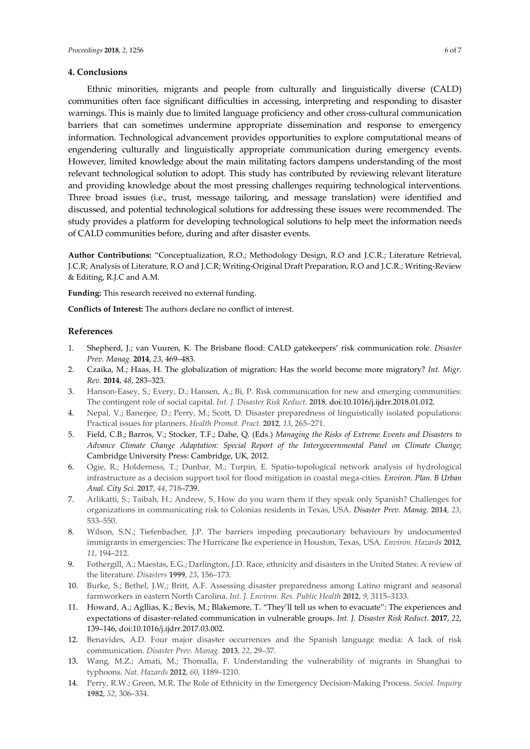## 4. Conclusions

Ethnic minorities, migrants and people from culturally and linguistically diverse (CALD) communities often face significant difficulties in accessing, interpreting and responding to disaster warnings. This is mainly due to limited language proficiency and other cross-cultural communication barriers that can sometimes undermine appropriate dissemination and response to emergency information. Technological advancement provides opportunities to explore computational means of engendering culturally and linguistically appropriate communication during emergency events. However, limited knowledge about the main militating factors dampens understanding of the most relevant technological solution to adopt. This study has contributed by reviewing relevant literature and providing knowledge about the most pressing challenges requiring technological interventions. Three broad issues (i.e., trust, message tailoring, and message translation) were identified and discussed, and potential technological solutions for addressing these issues were recommended. The study provides a platform for developing technological solutions to help meet the information needs of CALD communities before, during and after disaster events.

**Author Contributions:** "Conceptualization, R.O.; Methodology Design, R.O and J.C.R.; Literature Retrieval, J.C.R; Analysis of Literature, R.O and J.C.R; Writing-Original Draft Preparation, R.O and J.C.R.; Writing-Review & Editing, R.J.C and A.M.

**Funding:** This research received no external funding.

**Conflicts of Interest:** The authors declare no conflict of interest.

## References

1. Shepherd, J.; van Vuuren, K. The Brisbane flood: CALD gatekeepers' risk communication role. *Disaster Prev. Manag.* **2014**, *23*, 469–483.
2. Czaika, M.; Haas, H. The globalization of migration: Has the world become more migratory? *Int. Migr. Rev.* **2014**, *48*, 283–323.
3. Hanson-Easey, S.; Every, D.; Hansen, A.; Bi, P. Risk communication for new and emerging communities: The contingent role of social capital. *Int. J. Disaster Risk Reduct.* **2018**, doi:10.1016/j.ijdrr.2018.01.012.
4. Nepal, V.; Banerjee, D.; Perry, M.; Scott, D. Disaster preparedness of linguistically isolated populations: Practical issues for planners. *Health Promot. Pract.* **2012**, *13*, 265–271.
5. Field, C.B.; Barros, V.; Stocker, T.F.; Dahe, Q. (Eds.) *Managing the Risks of Extreme Events and Disasters to Advance Climate Change Adaptation: Special Report of the Intergovernmental Panel on Climate Change*; Cambridge University Press: Cambridge, UK, 2012.
6. Ogie, R.; Holderness, T.; Dunbar, M.; Turpin, E. Spatio-topological network analysis of hydrological infrastructure as a decision support tool for flood mitigation in coastal mega-cities. *Environ. Plan. B Urban Anal. City Sci.* **2017**, *44*, 718–739.
7. Arlikatti, S.; Taibah, H.; Andrew, S. How do you warn them if they speak only Spanish? Challenges for organizations in communicating risk to Colonias residents in Texas, USA. *Disaster Prev. Manag.* **2014**, *23*, 533–550.
8. Wilson, S.N.; Tiefenbacher, J.P. The barriers impeding precautionary behaviours by undocumented immigrants in emergencies: The Hurricane Ike experience in Houston, Texas, USA. *Environ. Hazards* **2012**, *11*, 194–212.
9. Fothergill, A.; Maestas, E.G.; Darlington, J.D. Race, ethnicity and disasters in the United States: A review of the literature. *Disasters* **1999**, *23*, 156–173.
10. Burke, S.; Bethel, J.W.; Britt, A.F. Assessing disaster preparedness among Latino migrant and seasonal farmworkers in eastern North Carolina. *Int. J. Environ. Res. Public Health* **2012**, *9*, 3115–3133.
11. Howard, A.; Agllias, K.; Bevis, M.; Blakemore, T. "They'll tell us when to evacuate": The experiences and expectations of disaster-related communication in vulnerable groups. *Int. J. Disaster Risk Reduct.* **2017**, *22*, 139–146, doi:10.1016/j.ijdrr.2017.03.002.
12. Benavides, A.D. Four major disaster occurrences and the Spanish language media: A lack of risk communication. *Disaster Prev. Manag.* **2013**, *22*, 29–37.
13. Wang, M.Z.; Amati, M.; Thomalla, F. Understanding the vulnerability of migrants in Shanghai to typhoons. *Nat. Hazards* **2012**, *60*, 1189–1210.
14. Perry, R.W.; Green, M.R. The Role of Ethnicity in the Emergency Decision-Making Process. *Sociol. Inquiry* **1982**, *52*, 306–334.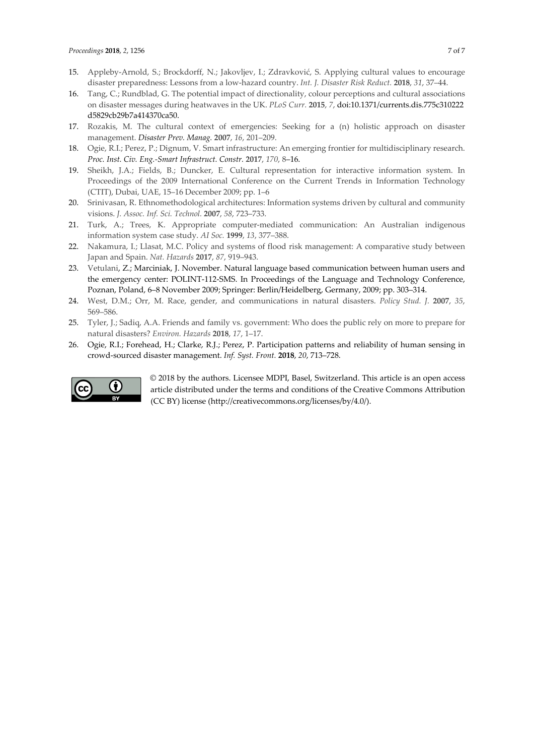15. Appleby-Arnold, S.; Brockdorff, N.; Jakovljev, I.; Zdravković, S. Applying cultural values to encourage disaster preparedness: Lessons from a low-hazard country. *Int. J. Disaster Risk Reduct.* **2018**, *31*, 37–44.
16. Tang, C.; Rundblad, G. The potential impact of directionality, colour perceptions and cultural associations on disaster messages during heatwaves in the UK. *PLoS Curr.* **2015**, *7*, doi:10.1371/currents.dis.775c310222d5829cb29b7a414370ca50.
17. Rozakis, M. The cultural context of emergencies: Seeking for a (n) holistic approach on disaster management. *Disaster Prev. Manag.* **2007**, *16*, 201–209.
18. Ogie, R.I.; Perez, P.; Dignum, V. Smart infrastructure: An emerging frontier for multidisciplinary research. *Proc. Inst. Civ. Eng.-Smart Infrastruct. Constr.* **2017**, *170*, 8–16.
19. Sheikh, J.A.; Fields, B.; Duncker, E. Cultural representation for interactive information system. In Proceedings of the 2009 International Conference on the Current Trends in Information Technology (CTIT), Dubai, UAE, 15–16 December 2009; pp. 1–6
20. Srinivasan, R. Ethnomethodological architectures: Information systems driven by cultural and community visions. *J. Assoc. Inf. Sci. Technol.* **2007**, *58*, 723–733.
21. Turk, A.; Trees, K. Appropriate computer-mediated communication: An Australian indigenous information system case study. *AI Soc.* **1999**, *13*, 377–388.
22. Nakamura, I.; Llasat, M.C. Policy and systems of flood risk management: A comparative study between Japan and Spain. *Nat. Hazards* **2017**, *87*, 919–943.
23. Vetulani, Z.; Marciniak, J. November. Natural language based communication between human users and the emergency center: POLINT-112-SMS. In Proceedings of the Language and Technology Conference, Poznan, Poland, 6–8 November 2009; Springer: Berlin/Heidelberg, Germany, 2009; pp. 303–314.
24. West, D.M.; Orr, M. Race, gender, and communications in natural disasters. *Policy Stud. J.* **2007**, *35*, 569–586.
25. Tyler, J.; Sadiq, A.A. Friends and family vs. government: Who does the public rely on more to prepare for natural disasters? *Environ. Hazards* **2018**, *17*, 1–17.
26. Ogie, R.I.; Forehead, H.; Clarke, R.J.; Perez, P. Participation patterns and reliability of human sensing in crowd-sourced disaster management. *Inf. Syst. Front.* **2018**, *20*, 713–728.

© 2018 by the authors. Licensee MDPI, Basel, Switzerland. This article is an open access article distributed under the terms and conditions of the Creative Commons Attribution (CC BY) license (http://creativecommons.org/licenses/by/4.0/).